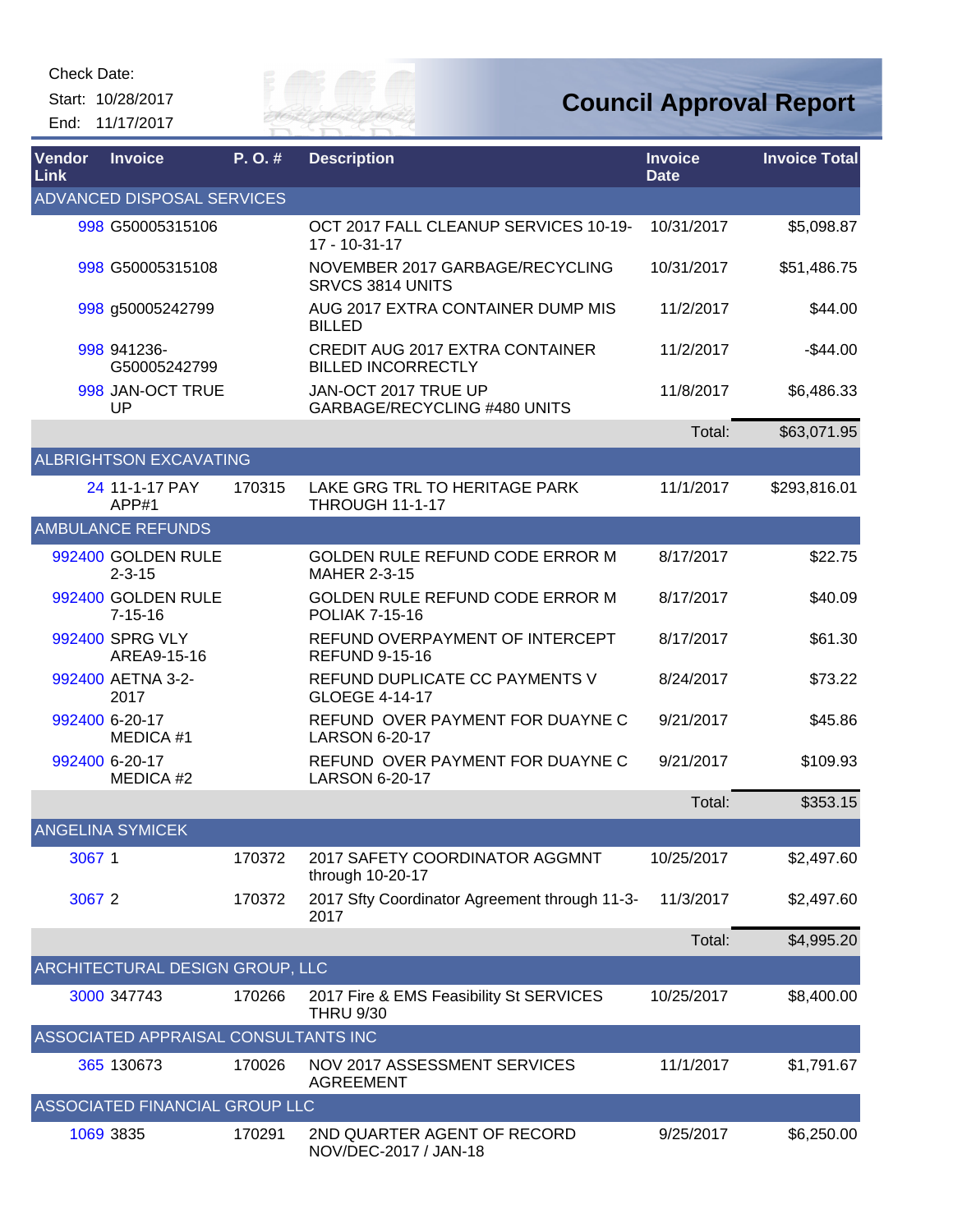Check Date:

Start: 10/28/2017

End: 11/17/2017

# Council Approval Report

| Vendor Link | Invoice | P. O. # | Description | Invoice Date | Invoice Total |
|---|---|---|---|---|---|
| ADVANCED DISPOSAL SERVICES | | | | | |
| 998 | G50005315106 | | OCT 2017 FALL CLEANUP SERVICES 10-19-17 - 10-31-17 | 10/31/2017 | $5,098.87 |
| 998 | G50005315108 | | NOVEMBER 2017 GARBAGE/RECYCLING SRVCS 3814 UNITS | 10/31/2017 | $51,486.75 |
| 998 | g50005242799 | | AUG 2017 EXTRA CONTAINER DUMP MIS BILLED | 11/2/2017 | $44.00 |
| 998 | 941236-G50005242799 | | CREDIT AUG 2017 EXTRA CONTAINER BILLED INCORRECTLY | 11/2/2017 | -$44.00 |
| 998 | JAN-OCT TRUE UP | | JAN-OCT 2017 TRUE UP GARBAGE/RECYCLING #480 UNITS | 11/8/2017 | $6,486.33 |
| | | | | Total: | $63,071.95 |
| ALBRIGHTSON EXCAVATING | | | | | |
| 24 | 11-1-17 PAY APP#1 | 170315 | LAKE GRG TRL TO HERITAGE PARK THROUGH 11-1-17 | 11/1/2017 | $293,816.01 |
| AMBULANCE REFUNDS | | | | | |
| 992400 | GOLDEN RULE 2-3-15 | | GOLDEN RULE REFUND CODE ERROR M MAHER 2-3-15 | 8/17/2017 | $22.75 |
| 992400 | GOLDEN RULE 7-15-16 | | GOLDEN RULE REFUND CODE ERROR M POLIAK 7-15-16 | 8/17/2017 | $40.09 |
| 992400 | SPRG VLY AREA9-15-16 | | REFUND OVERPAYMENT OF INTERCEPT REFUND 9-15-16 | 8/17/2017 | $61.30 |
| 992400 | AETNA 3-2-2017 | | REFUND DUPLICATE CC PAYMENTS V GLOEGE 4-14-17 | 8/24/2017 | $73.22 |
| 992400 | 6-20-17 MEDICA #1 | | REFUND OVER PAYMENT FOR DUAYNE C LARSON 6-20-17 | 9/21/2017 | $45.86 |
| 992400 | 6-20-17 MEDICA #2 | | REFUND OVER PAYMENT FOR DUAYNE C LARSON 6-20-17 | 9/21/2017 | $109.93 |
| | | | | Total: | $353.15 |
| ANGELINA SYMICEK | | | | | |
| 3067 | 1 | 170372 | 2017 SAFETY COORDINATOR AGGMNT through 10-20-17 | 10/25/2017 | $2,497.60 |
| 3067 | 2 | 170372 | 2017 Sfty Coordinator Agreement through 11-3-2017 | 11/3/2017 | $2,497.60 |
| | | | | Total: | $4,995.20 |
| ARCHITECTURAL DESIGN GROUP, LLC | | | | | |
| 3000 | 347743 | 170266 | 2017 Fire & EMS Feasibility St SERVICES THRU 9/30 | 10/25/2017 | $8,400.00 |
| ASSOCIATED APPRAISAL CONSULTANTS INC | | | | | |
| 365 | 130673 | 170026 | NOV 2017 ASSESSMENT SERVICES AGREEMENT | 11/1/2017 | $1,791.67 |
| ASSOCIATED FINANCIAL GROUP LLC | | | | | |
| 1069 | 3835 | 170291 | 2ND QUARTER AGENT OF RECORD NOV/DEC-2017 / JAN-18 | 9/25/2017 | $6,250.00 |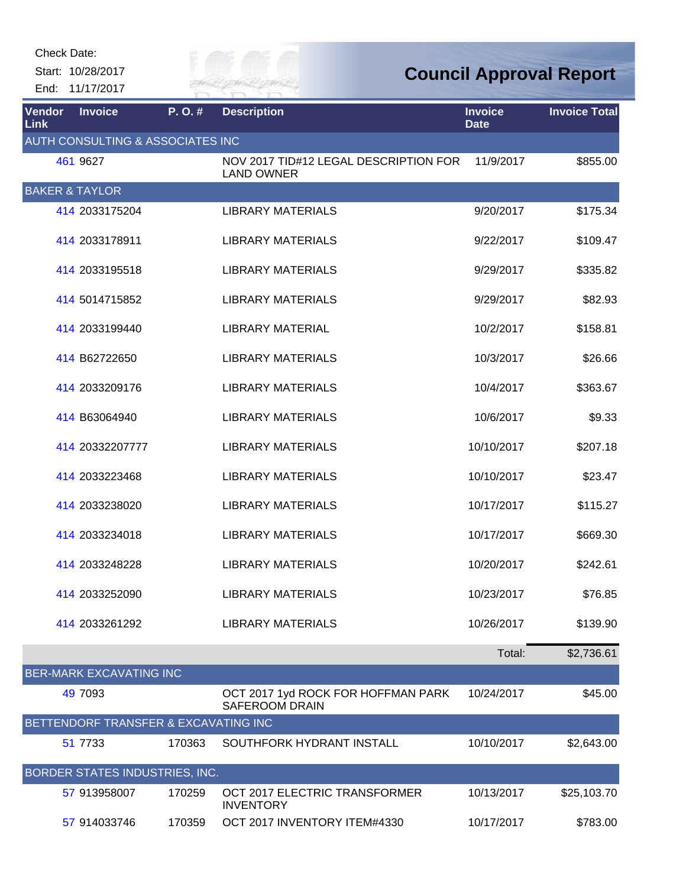Check Date:

Start: 10/28/2017

End: 11/17/2017

# Council Approval Report

| Vendor Link | Invoice | P. O. # | Description | Invoice Date | Invoice Total |
|---|---|---|---|---|---|
| **AUTH CONSULTING & ASSOCIATES INC** | | | | | |
| 461 | 9627 | | NOV 2017 TID#12 LEGAL DESCRIPTION FOR LAND OWNER | 11/9/2017 | $855.00 |
| **BAKER & TAYLOR** | | | | | |
| 414 | 2033175204 | | LIBRARY MATERIALS | 9/20/2017 | $175.34 |
| 414 | 2033178911 | | LIBRARY MATERIALS | 9/22/2017 | $109.47 |
| 414 | 2033195518 | | LIBRARY MATERIALS | 9/29/2017 | $335.82 |
| 414 | 5014715852 | | LIBRARY MATERIALS | 9/29/2017 | $82.93 |
| 414 | 2033199440 | | LIBRARY MATERIAL | 10/2/2017 | $158.81 |
| 414 | B62722650 | | LIBRARY MATERIALS | 10/3/2017 | $26.66 |
| 414 | 2033209176 | | LIBRARY MATERIALS | 10/4/2017 | $363.67 |
| 414 | B63064940 | | LIBRARY MATERIALS | 10/6/2017 | $9.33 |
| 414 | 20332207777 | | LIBRARY MATERIALS | 10/10/2017 | $207.18 |
| 414 | 2033223468 | | LIBRARY MATERIALS | 10/10/2017 | $23.47 |
| 414 | 2033238020 | | LIBRARY MATERIALS | 10/17/2017 | $115.27 |
| 414 | 2033234018 | | LIBRARY MATERIALS | 10/17/2017 | $669.30 |
| 414 | 2033248228 | | LIBRARY MATERIALS | 10/20/2017 | $242.61 |
| 414 | 2033252090 | | LIBRARY MATERIALS | 10/23/2017 | $76.85 |
| 414 | 2033261292 | | LIBRARY MATERIALS | 10/26/2017 | $139.90 |
| | | | | Total: | $2,736.61 |
| **BER-MARK EXCAVATING INC** | | | | | |
| 49 | 7093 | | OCT 2017 1yd ROCK FOR HOFFMAN PARK SAFEROOM DRAIN | 10/24/2017 | $45.00 |
| **BETTENDORF TRANSFER & EXCAVATING INC** | | | | | |
| 51 | 7733 | 170363 | SOUTHFORK HYDRANT INSTALL | 10/10/2017 | $2,643.00 |
| **BORDER STATES INDUSTRIES, INC.** | | | | | |
| 57 | 913958007 | 170259 | OCT 2017 ELECTRIC TRANSFORMER INVENTORY | 10/13/2017 | $25,103.70 |
| 57 | 914033746 | 170359 | OCT 2017 INVENTORY ITEM#4330 | 10/17/2017 | $783.00 |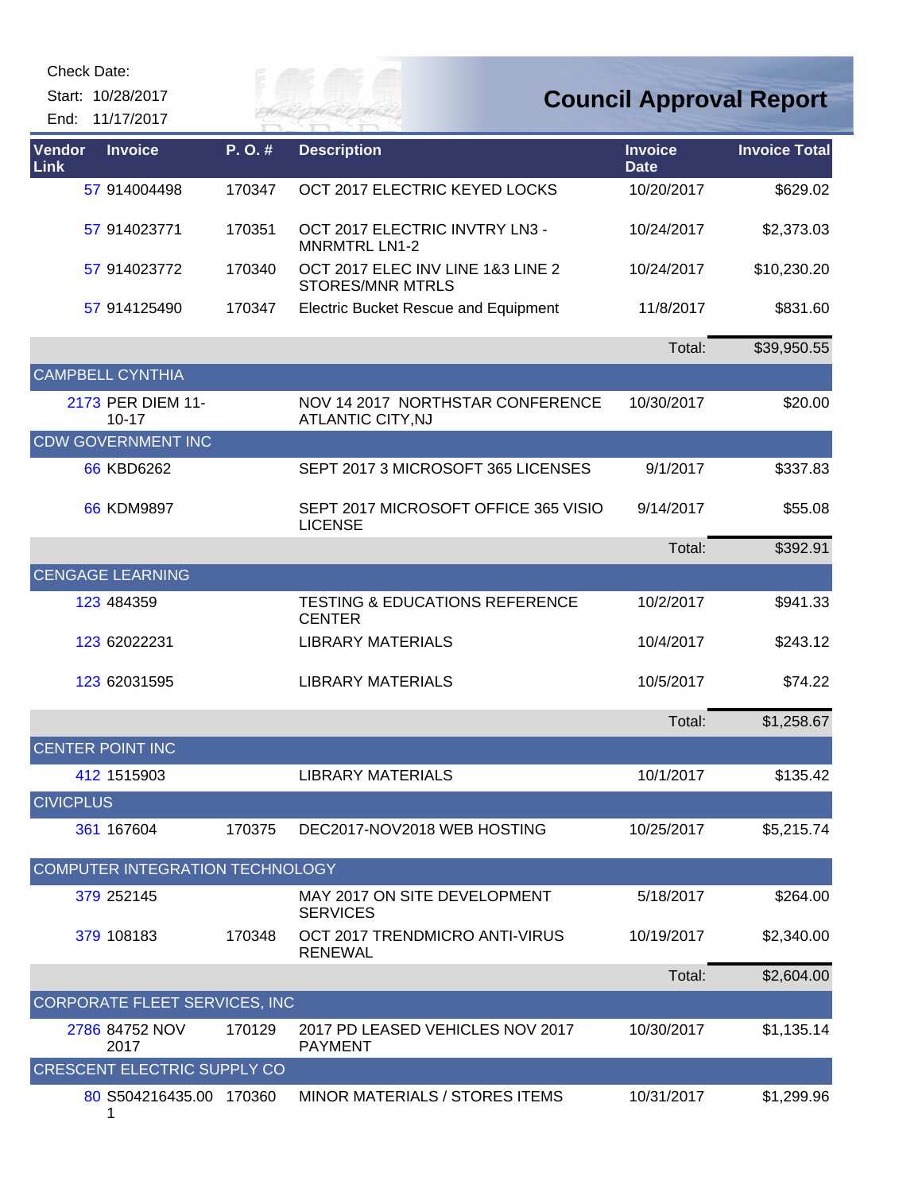Check Date:

Start: 10/28/2017

End: 11/17/2017

# Council Approval Report

| Vendor Link | Invoice | P. O. # | Description | Invoice Date | Invoice Total |
|---|---|---|---|---|---|
| 57 | 914004498 | 170347 | OCT 2017 ELECTRIC KEYED LOCKS | 10/20/2017 | $629.02 |
| 57 | 914023771 | 170351 | OCT 2017 ELECTRIC INVTRY LN3 - MNRMTRL LN1-2 | 10/24/2017 | $2,373.03 |
| 57 | 914023772 | 170340 | OCT 2017 ELEC INV LINE 1&3 LINE 2 STORES/MNR MTRLS | 10/24/2017 | $10,230.20 |
| 57 | 914125490 | 170347 | Electric Bucket Rescue and Equipment | 11/8/2017 | $831.60 |
| | | | | Total: | $39,950.55 |
| CAMPBELL CYNTHIA | | | | | |
| 2173 | PER DIEM 11-10-17 | | NOV 14 2017 NORTHSTAR CONFERENCE ATLANTIC CITY,NJ | 10/30/2017 | $20.00 |
| CDW GOVERNMENT INC | | | | | |
| 66 | KBD6262 | | SEPT 2017 3 MICROSOFT 365 LICENSES | 9/1/2017 | $337.83 |
| 66 | KDM9897 | | SEPT 2017 MICROSOFT OFFICE 365 VISIO LICENSE | 9/14/2017 | $55.08 |
| | | | | Total: | $392.91 |
| CENGAGE LEARNING | | | | | |
| 123 | 484359 | | TESTING & EDUCATIONS REFERENCE CENTER | 10/2/2017 | $941.33 |
| 123 | 62022231 | | LIBRARY MATERIALS | 10/4/2017 | $243.12 |
| 123 | 62031595 | | LIBRARY MATERIALS | 10/5/2017 | $74.22 |
| | | | | Total: | $1,258.67 |
| CENTER POINT INC | | | | | |
| 412 | 1515903 | | LIBRARY MATERIALS | 10/1/2017 | $135.42 |
| CIVICPLUS | | | | | |
| 361 | 167604 | 170375 | DEC2017-NOV2018 WEB HOSTING | 10/25/2017 | $5,215.74 |
| COMPUTER INTEGRATION TECHNOLOGY | | | | | |
| 379 | 252145 | | MAY 2017 ON SITE DEVELOPMENT SERVICES | 5/18/2017 | $264.00 |
| 379 | 108183 | 170348 | OCT 2017 TRENDMICRO ANTI-VIRUS RENEWAL | 10/19/2017 | $2,340.00 |
| | | | | Total: | $2,604.00 |
| CORPORATE FLEET SERVICES, INC | | | | | |
| 2786 | 84752 NOV 2017 | 170129 | 2017 PD LEASED VEHICLES NOV 2017 PAYMENT | 10/30/2017 | $1,135.14 |
| CRESCENT ELECTRIC SUPPLY CO | | | | | |
| 80 | S504216435.001 | 170360 | MINOR MATERIALS / STORES ITEMS | 10/31/2017 | $1,299.96 |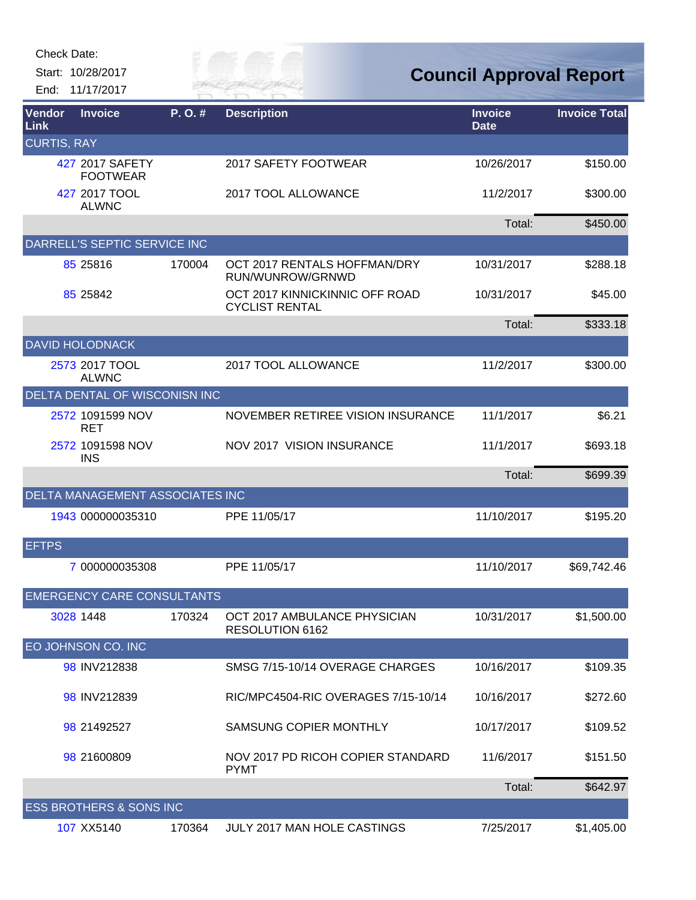Check Date:

Start: 10/28/2017

End: 11/17/2017

# Council Approval Report

| Vendor Link | Invoice | P. O. # | Description | Invoice Date | Invoice Total |
|---|---|---|---|---|---|
| **CURTIS, RAY** | | | | | |
| 427 | 2017 SAFETY FOOTWEAR | | 2017 SAFETY FOOTWEAR | 10/26/2017 | $150.00 |
| 427 | 2017 TOOL ALWNC | | 2017 TOOL ALLOWANCE | 11/2/2017 | $300.00 |
| | | | | Total: | $450.00 |
| **DARRELL'S SEPTIC SERVICE INC** | | | | | |
| 85 | 25816 | 170004 | OCT 2017 RENTALS HOFFMAN/DRY RUN/WUNROW/GRNWD | 10/31/2017 | $288.18 |
| 85 | 25842 | | OCT 2017 KINNICKINNIC OFF ROAD CYCLIST RENTAL | 10/31/2017 | $45.00 |
| | | | | Total: | $333.18 |
| **DAVID HOLODNACK** | | | | | |
| 2573 | 2017 TOOL ALWNC | | 2017 TOOL ALLOWANCE | 11/2/2017 | $300.00 |
| **DELTA DENTAL OF WISCONISN INC** | | | | | |
| 2572 | 1091599 NOV RET | | NOVEMBER RETIREE VISION INSURANCE | 11/1/2017 | $6.21 |
| 2572 | 1091598 NOV INS | | NOV 2017 VISION INSURANCE | 11/1/2017 | $693.18 |
| | | | | Total: | $699.39 |
| **DELTA MANAGEMENT ASSOCIATES INC** | | | | | |
| 1943 | 000000035310 | | PPE 11/05/17 | 11/10/2017 | $195.20 |
| **EFTPS** | | | | | |
| 7 | 000000035308 | | PPE 11/05/17 | 11/10/2017 | $69,742.46 |
| **EMERGENCY CARE CONSULTANTS** | | | | | |
| 3028 | 1448 | 170324 | OCT 2017 AMBULANCE PHYSICIAN RESOLUTION 6162 | 10/31/2017 | $1,500.00 |
| **EO JOHNSON CO. INC** | | | | | |
| 98 | INV212838 | | SMSG 7/15-10/14 OVERAGE CHARGES | 10/16/2017 | $109.35 |
| 98 | INV212839 | | RIC/MPC4504-RIC OVERAGES 7/15-10/14 | 10/16/2017 | $272.60 |
| 98 | 21492527 | | SAMSUNG COPIER MONTHLY | 10/17/2017 | $109.52 |
| 98 | 21600809 | | NOV 2017 PD RICOH COPIER STANDARD PYMT | 11/6/2017 | $151.50 |
| | | | | Total: | $642.97 |
| **ESS BROTHERS & SONS INC** | | | | | |
| 107 | XX5140 | 170364 | JULY 2017 MAN HOLE CASTINGS | 7/25/2017 | $1,405.00 |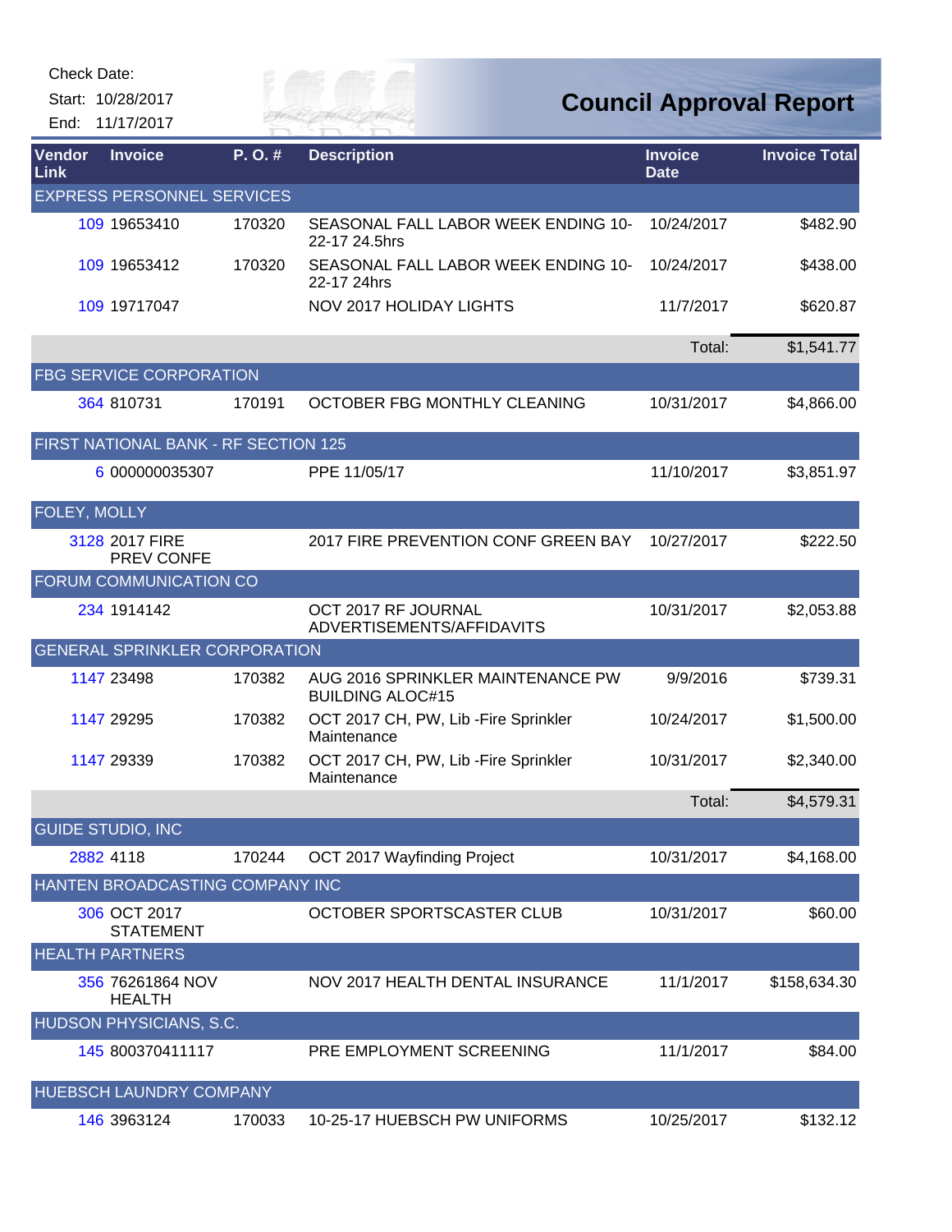Check Date:

Start: 10/28/2017

End: 11/17/2017

# Council Approval Report

| Vendor Link | Invoice | P. O. # | Description | Invoice Date | Invoice Total |
|---|---|---|---|---|---|
| EXPRESS PERSONNEL SERVICES | | | | | |
| 109 | 19653410 | 170320 | SEASONAL FALL LABOR WEEK ENDING 10-22-17 24.5hrs | 10/24/2017 | $482.90 |
| 109 | 19653412 | 170320 | SEASONAL FALL LABOR WEEK ENDING 10-22-17 24hrs | 10/24/2017 | $438.00 |
| 109 | 19717047 | | NOV 2017 HOLIDAY LIGHTS | 11/7/2017 | $620.87 |
| | | | | Total: | $1,541.77 |
| FBG SERVICE CORPORATION | | | | | |
| 364 | 810731 | 170191 | OCTOBER FBG MONTHLY CLEANING | 10/31/2017 | $4,866.00 |
| FIRST NATIONAL BANK - RF SECTION 125 | | | | | |
| 6 | 000000035307 | | PPE 11/05/17 | 11/10/2017 | $3,851.97 |
| FOLEY, MOLLY | | | | | |
| 3128 | 2017 FIRE PREV CONFE | | 2017 FIRE PREVENTION CONF GREEN BAY | 10/27/2017 | $222.50 |
| FORUM COMMUNICATION CO | | | | | |
| 234 | 1914142 | | OCT 2017 RF JOURNAL ADVERTISEMENTS/AFFIDAVITS | 10/31/2017 | $2,053.88 |
| GENERAL SPRINKLER CORPORATION | | | | | |
| 1147 | 23498 | 170382 | AUG 2016 SPRINKLER MAINTENANCE PW BUILDING ALOC#15 | 9/9/2016 | $739.31 |
| 1147 | 29295 | 170382 | OCT 2017 CH, PW, Lib -Fire Sprinkler Maintenance | 10/24/2017 | $1,500.00 |
| 1147 | 29339 | 170382 | OCT 2017 CH, PW, Lib -Fire Sprinkler Maintenance | 10/31/2017 | $2,340.00 |
| | | | | Total: | $4,579.31 |
| GUIDE STUDIO, INC | | | | | |
| 2882 | 4118 | 170244 | OCT 2017 Wayfinding Project | 10/31/2017 | $4,168.00 |
| HANTEN BROADCASTING COMPANY INC | | | | | |
| 306 | OCT 2017 STATEMENT | | OCTOBER SPORTSCASTER CLUB | 10/31/2017 | $60.00 |
| HEALTH PARTNERS | | | | | |
| 356 | 76261864 NOV HEALTH | | NOV 2017 HEALTH DENTAL INSURANCE | 11/1/2017 | $158,634.30 |
| HUDSON PHYSICIANS, S.C. | | | | | |
| 145 | 800370411117 | | PRE EMPLOYMENT SCREENING | 11/1/2017 | $84.00 |
| HUEBSCH LAUNDRY COMPANY | | | | | |
| 146 | 3963124 | 170033 | 10-25-17 HUEBSCH PW UNIFORMS | 10/25/2017 | $132.12 |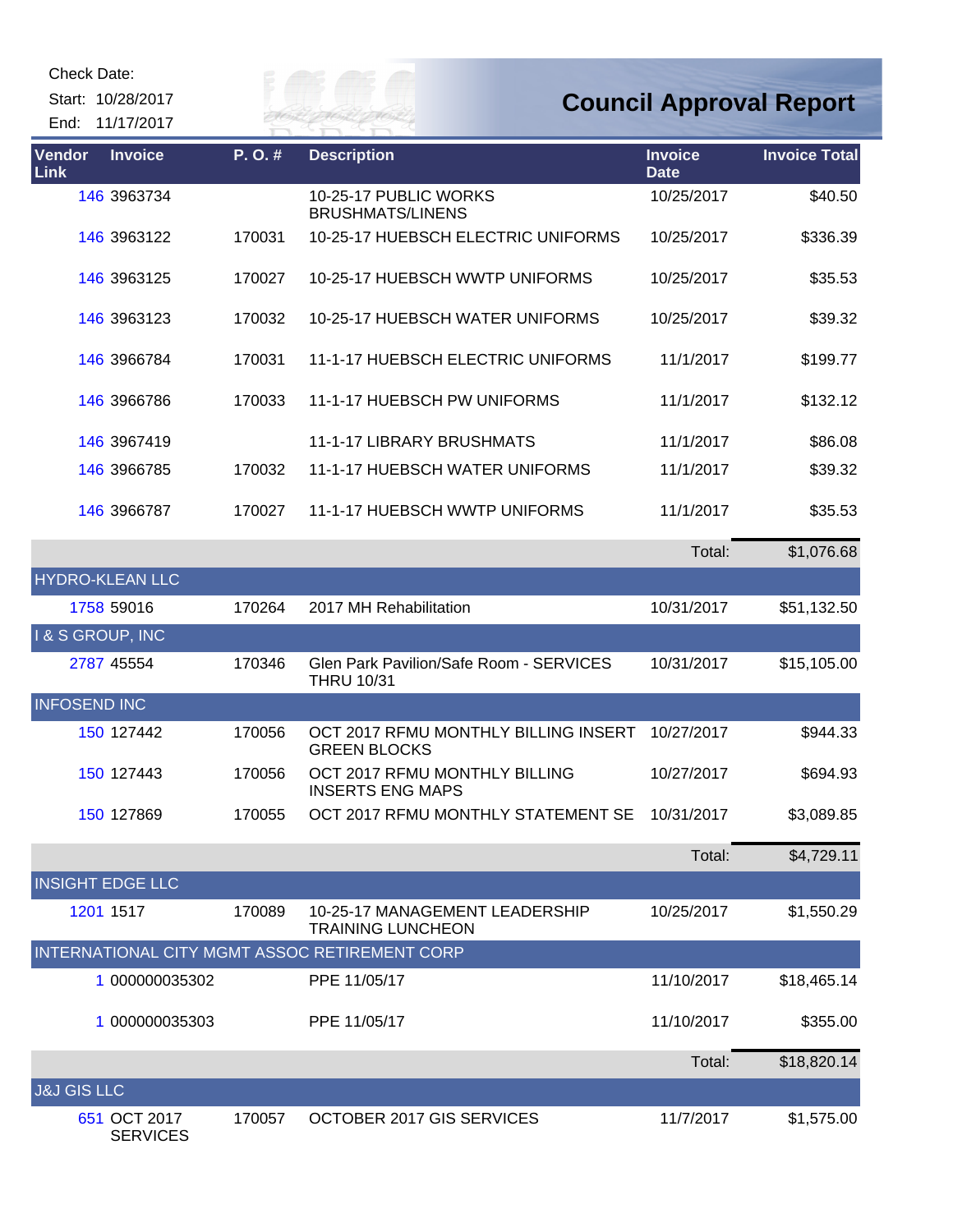Check Date:

Start: 10/28/2017

End: 11/17/2017

# Council Approval Report

| Vendor Link | Invoice | P. O. # | Description | Invoice Date | Invoice Total |
|---|---|---|---|---|---|
| 146 | 3963734 | | 10-25-17 PUBLIC WORKS BRUSHMATS/LINENS | 10/25/2017 | $40.50 |
| 146 | 3963122 | 170031 | 10-25-17 HUEBSCH ELECTRIC UNIFORMS | 10/25/2017 | $336.39 |
| 146 | 3963125 | 170027 | 10-25-17 HUEBSCH WWTP UNIFORMS | 10/25/2017 | $35.53 |
| 146 | 3963123 | 170032 | 10-25-17 HUEBSCH WATER UNIFORMS | 10/25/2017 | $39.32 |
| 146 | 3966784 | 170031 | 11-1-17 HUEBSCH ELECTRIC UNIFORMS | 11/1/2017 | $199.77 |
| 146 | 3966786 | 170033 | 11-1-17 HUEBSCH PW UNIFORMS | 11/1/2017 | $132.12 |
| 146 | 3967419 | | 11-1-17 LIBRARY BRUSHMATS | 11/1/2017 | $86.08 |
| 146 | 3966785 | 170032 | 11-1-17 HUEBSCH WATER UNIFORMS | 11/1/2017 | $39.32 |
| 146 | 3966787 | 170027 | 11-1-17 HUEBSCH WWTP UNIFORMS | 11/1/2017 | $35.53 |
| | | | | Total: | $1,076.68 |
| HYDRO-KLEAN LLC | | | | | |
| 1758 | 59016 | 170264 | 2017 MH Rehabilitation | 10/31/2017 | $51,132.50 |
| I & S GROUP, INC | | | | | |
| 2787 | 45554 | 170346 | Glen Park Pavilion/Safe Room - SERVICES THRU 10/31 | 10/31/2017 | $15,105.00 |
| INFOSEND INC | | | | | |
| 150 | 127442 | 170056 | OCT 2017 RFMU MONTHLY BILLING INSERT GREEN BLOCKS | 10/27/2017 | $944.33 |
| 150 | 127443 | 170056 | OCT 2017 RFMU MONTHLY BILLING INSERTS ENG MAPS | 10/27/2017 | $694.93 |
| 150 | 127869 | 170055 | OCT 2017 RFMU MONTHLY STATEMENT SE | 10/31/2017 | $3,089.85 |
| | | | | Total: | $4,729.11 |
| INSIGHT EDGE LLC | | | | | |
| 1201 | 1517 | 170089 | 10-25-17 MANAGEMENT LEADERSHIP TRAINING LUNCHEON | 10/25/2017 | $1,550.29 |
| INTERNATIONAL CITY MGMT ASSOC RETIREMENT CORP | | | | | |
| 1 | 000000035302 | | PPE 11/05/17 | 11/10/2017 | $18,465.14 |
| 1 | 000000035303 | | PPE 11/05/17 | 11/10/2017 | $355.00 |
| | | | | Total: | $18,820.14 |
| J&J GIS LLC | | | | | |
| 651 | OCT 2017 SERVICES | 170057 | OCTOBER 2017 GIS SERVICES | 11/7/2017 | $1,575.00 |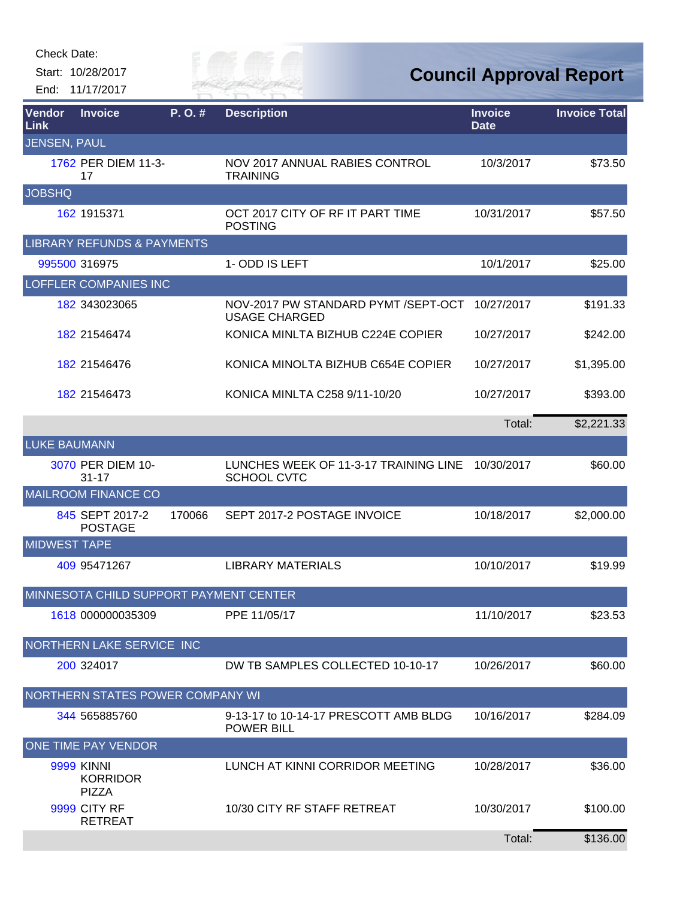Check Date:

Start: 10/28/2017

End: 11/17/2017

# Council Approval Report

| Vendor Link | Invoice | P. O. # | Description | Invoice Date | Invoice Total |
|---|---|---|---|---|---|
| JENSEN, PAUL | | | | | |
| 1762 | PER DIEM 11-3-17 | | NOV 2017 ANNUAL RABIES CONTROL TRAINING | 10/3/2017 | $73.50 |
| JOBSHQ | | | | | |
| 162 | 1915371 | | OCT 2017 CITY OF RF IT PART TIME POSTING | 10/31/2017 | $57.50 |
| LIBRARY REFUNDS & PAYMENTS | | | | | |
| 995500 | 316975 | | 1- ODD IS LEFT | 10/1/2017 | $25.00 |
| LOFFLER COMPANIES INC | | | | | |
| 182 | 343023065 | | NOV-2017 PW STANDARD PYMT /SEPT-OCT USAGE CHARGED | 10/27/2017 | $191.33 |
| 182 | 21546474 | | KONICA MINLTA BIZHUB C224E COPIER | 10/27/2017 | $242.00 |
| 182 | 21546476 | | KONICA MINOLTA BIZHUB C654E COPIER | 10/27/2017 | $1,395.00 |
| 182 | 21546473 | | KONICA MINLTA C258 9/11-10/20 | 10/27/2017 | $393.00 |
| | | | | Total: | $2,221.33 |
| LUKE BAUMANN | | | | | |
| 3070 | PER DIEM 10-31-17 | | LUNCHES WEEK OF 11-3-17 TRAINING LINE SCHOOL CVTC | 10/30/2017 | $60.00 |
| MAILROOM FINANCE CO | | | | | |
| 845 | SEPT 2017-2 POSTAGE | 170066 | SEPT 2017-2 POSTAGE INVOICE | 10/18/2017 | $2,000.00 |
| MIDWEST TAPE | | | | | |
| 409 | 95471267 | | LIBRARY MATERIALS | 10/10/2017 | $19.99 |
| MINNESOTA CHILD SUPPORT PAYMENT CENTER | | | | | |
| 1618 | 000000035309 | | PPE 11/05/17 | 11/10/2017 | $23.53 |
| NORTHERN LAKE SERVICE INC | | | | | |
| 200 | 324017 | | DW TB SAMPLES COLLECTED 10-10-17 | 10/26/2017 | $60.00 |
| NORTHERN STATES POWER COMPANY WI | | | | | |
| 344 | 565885760 | | 9-13-17 to 10-14-17 PRESCOTT AMB BLDG POWER BILL | 10/16/2017 | $284.09 |
| ONE TIME PAY VENDOR | | | | | |
| 9999 | KINNI KORRIDOR PIZZA | | LUNCH AT KINNI CORRIDOR MEETING | 10/28/2017 | $36.00 |
| 9999 | CITY RF RETREAT | | 10/30 CITY RF STAFF RETREAT | 10/30/2017 | $100.00 |
| | | | | Total: | $136.00 |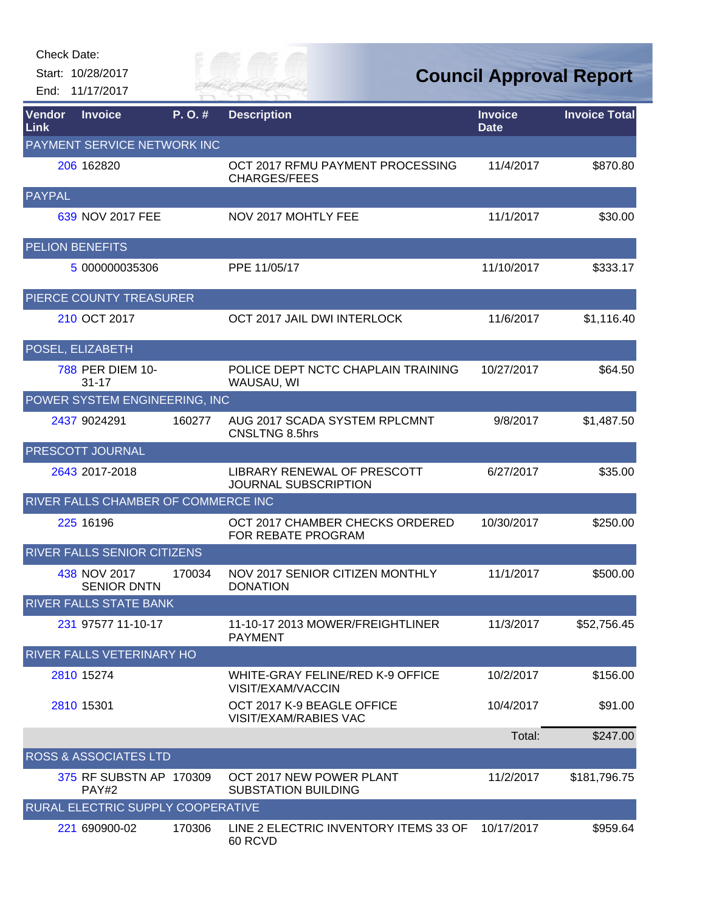Check Date:

Start: 10/28/2017

End: 11/17/2017

# Council Approval Report

| Vendor Link | Invoice | P. O. # | Description | Invoice Date | Invoice Total |
|---|---|---|---|---|---|
| PAYMENT SERVICE NETWORK INC | | | | | |
| 206 | 162820 | | OCT 2017 RFMU PAYMENT PROCESSING CHARGES/FEES | 11/4/2017 | $870.80 |
| PAYPAL | | | | | |
| 639 | NOV 2017 FEE | | NOV 2017 MOHTLY FEE | 11/1/2017 | $30.00 |
| PELION BENEFITS | | | | | |
| 5 | 000000035306 | | PPE 11/05/17 | 11/10/2017 | $333.17 |
| PIERCE COUNTY TREASURER | | | | | |
| 210 | OCT 2017 | | OCT 2017 JAIL DWI INTERLOCK | 11/6/2017 | $1,116.40 |
| POSEL, ELIZABETH | | | | | |
| 788 | PER DIEM 10-31-17 | | POLICE DEPT NCTC CHAPLAIN TRAINING WAUSAU, WI | 10/27/2017 | $64.50 |
| POWER SYSTEM ENGINEERING, INC | | | | | |
| 2437 | 9024291 | 160277 | AUG 2017 SCADA SYSTEM RPLCMNT CNSLTNG 8.5hrs | 9/8/2017 | $1,487.50 |
| PRESCOTT JOURNAL | | | | | |
| 2643 | 2017-2018 | | LIBRARY RENEWAL OF PRESCOTT JOURNAL SUBSCRIPTION | 6/27/2017 | $35.00 |
| RIVER FALLS CHAMBER OF COMMERCE INC | | | | | |
| 225 | 16196 | | OCT 2017 CHAMBER CHECKS ORDERED FOR REBATE PROGRAM | 10/30/2017 | $250.00 |
| RIVER FALLS SENIOR CITIZENS | | | | | |
| 438 | NOV 2017 SENIOR DNTN | 170034 | NOV 2017 SENIOR CITIZEN MONTHLY DONATION | 11/1/2017 | $500.00 |
| RIVER FALLS STATE BANK | | | | | |
| 231 | 97577 11-10-17 | | 11-10-17 2013 MOWER/FREIGHTLINER PAYMENT | 11/3/2017 | $52,756.45 |
| RIVER FALLS VETERINARY HO | | | | | |
| 2810 | 15274 | | WHITE-GRAY FELINE/RED K-9 OFFICE VISIT/EXAM/VACCIN | 10/2/2017 | $156.00 |
| 2810 | 15301 | | OCT 2017 K-9 BEAGLE OFFICE VISIT/EXAM/RABIES VAC | 10/4/2017 | $91.00 |
| | | | | Total: | $247.00 |
| ROSS & ASSOCIATES LTD | | | | | |
| 375 | RF SUBSTN AP PAY#2 | 170309 | OCT 2017 NEW POWER PLANT SUBSTATION BUILDING | 11/2/2017 | $181,796.75 |
| RURAL ELECTRIC SUPPLY COOPERATIVE | | | | | |
| 221 | 690900-02 | 170306 | LINE 2 ELECTRIC INVENTORY ITEMS 33 OF 60 RCVD | 10/17/2017 | $959.64 |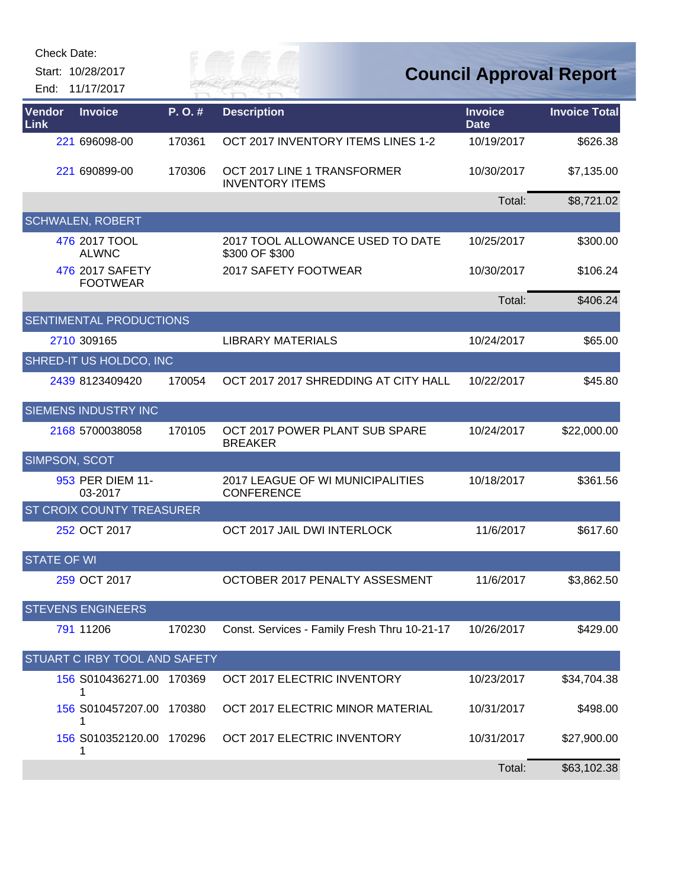Check Date:

Start: 10/28/2017

End: 11/17/2017

# Council Approval Report

| Vendor Link | Invoice | P. O. # | Description | Invoice Date | Invoice Total |
|---|---|---|---|---|---|
| 221 | 696098-00 | 170361 | OCT 2017 INVENTORY ITEMS LINES 1-2 | 10/19/2017 | $626.38 |
| 221 | 690899-00 | 170306 | OCT 2017 LINE 1 TRANSFORMER INVENTORY ITEMS | 10/30/2017 | $7,135.00 |
| | | | | Total: | $8,721.02 |
| SCHWALEN, ROBERT | | | | | |
| 476 | 2017 TOOL ALWNC | | 2017 TOOL ALLOWANCE USED TO DATE $300 OF $300 | 10/25/2017 | $300.00 |
| 476 | 2017 SAFETY FOOTWEAR | | 2017 SAFETY FOOTWEAR | 10/30/2017 | $106.24 |
| | | | | Total: | $406.24 |
| SENTIMENTAL PRODUCTIONS | | | | | |
| 2710 | 309165 | | LIBRARY MATERIALS | 10/24/2017 | $65.00 |
| SHRED-IT US HOLDCO, INC | | | | | |
| 2439 | 8123409420 | 170054 | OCT 2017 2017 SHREDDING AT CITY HALL | 10/22/2017 | $45.80 |
| SIEMENS INDUSTRY INC | | | | | |
| 2168 | 5700038058 | 170105 | OCT 2017 POWER PLANT SUB SPARE BREAKER | 10/24/2017 | $22,000.00 |
| SIMPSON, SCOT | | | | | |
| 953 | PER DIEM 11-03-2017 | | 2017 LEAGUE OF WI MUNICIPALITIES CONFERENCE | 10/18/2017 | $361.56 |
| ST CROIX COUNTY TREASURER | | | | | |
| 252 | OCT 2017 | | OCT 2017 JAIL DWI INTERLOCK | 11/6/2017 | $617.60 |
| STATE OF WI | | | | | |
| 259 | OCT 2017 | | OCTOBER 2017 PENALTY ASSESMENT | 11/6/2017 | $3,862.50 |
| STEVENS ENGINEERS | | | | | |
| 791 | 11206 | 170230 | Const. Services - Family Fresh Thru 10-21-17 | 10/26/2017 | $429.00 |
| STUART C IRBY TOOL AND SAFETY | | | | | |
| 156 | S010436271.001 | 170369 | OCT 2017 ELECTRIC INVENTORY | 10/23/2017 | $34,704.38 |
| 156 | S010457207.001 | 170380 | OCT 2017 ELECTRIC MINOR MATERIAL | 10/31/2017 | $498.00 |
| 156 | S010352120.001 | 170296 | OCT 2017 ELECTRIC INVENTORY | 10/31/2017 | $27,900.00 |
| | | | | Total: | $63,102.38 |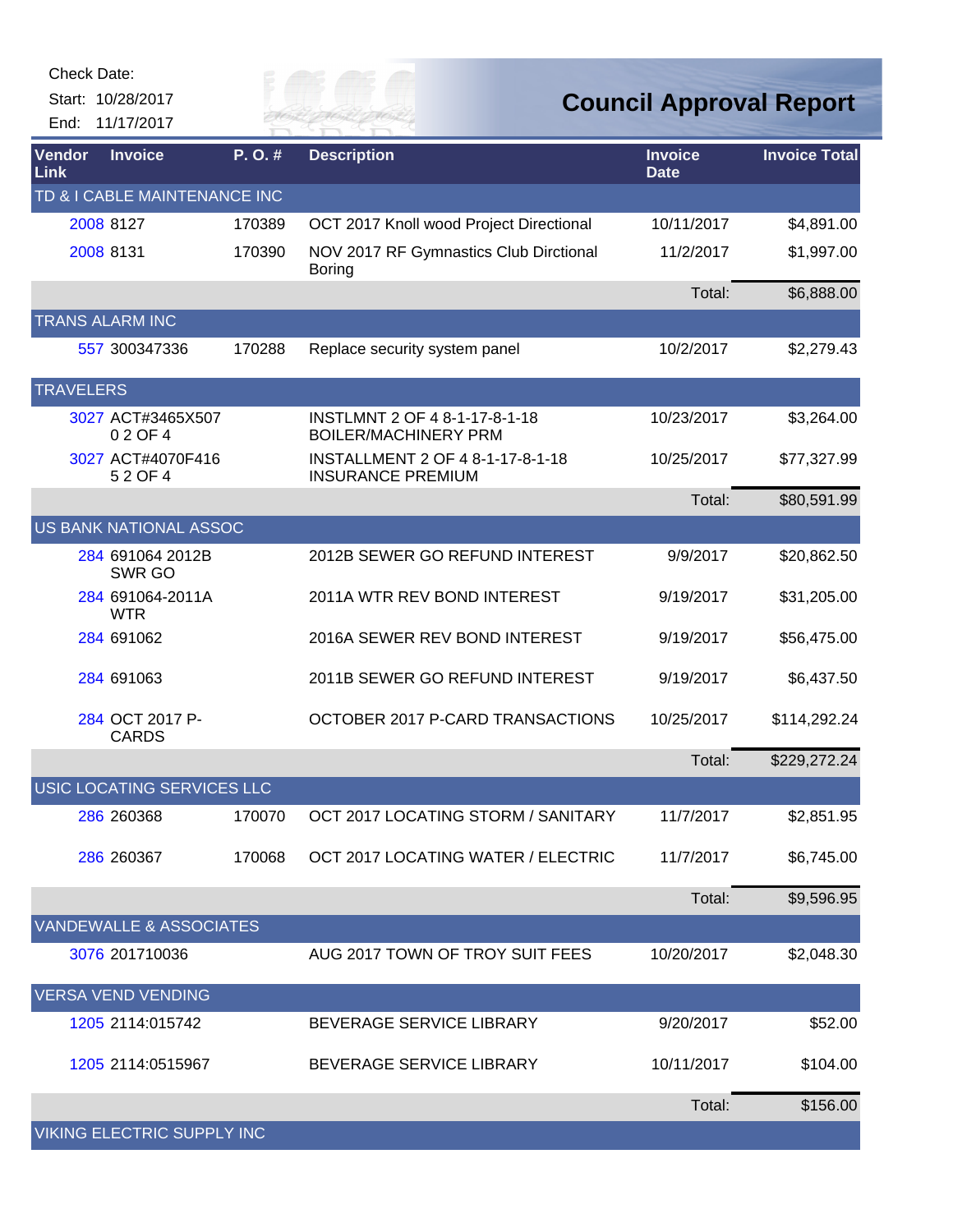Check Date:

Start: 10/28/2017

End: 11/17/2017

# Council Approval Report

| Vendor Link | Invoice | P. O. # | Description | Invoice Date | Invoice Total |
|---|---|---|---|---|---|
| TD & I CABLE MAINTENANCE INC | | | | | |
| 2008 | 8127 | 170389 | OCT 2017 Knoll wood Project Directional | 10/11/2017 | $4,891.00 |
| 2008 | 8131 | 170390 | NOV 2017 RF Gymnastics Club Dirctional Boring | 11/2/2017 | $1,997.00 |
| | | | | Total: | $6,888.00 |
| TRANS ALARM INC | | | | | |
| 557 | 300347336 | 170288 | Replace security system panel | 10/2/2017 | $2,279.43 |
| TRAVELERS | | | | | |
| 3027 | ACT#3465X507 0 2 OF 4 | | INSTLMNT 2 OF 4 8-1-17-8-1-18 BOILER/MACHINERY PRM | 10/23/2017 | $3,264.00 |
| 3027 | ACT#4070F416 5 2 OF 4 | | INSTALLMENT 2 OF 4 8-1-17-8-1-18 INSURANCE PREMIUM | 10/25/2017 | $77,327.99 |
| | | | | Total: | $80,591.99 |
| US BANK NATIONAL ASSOC | | | | | |
| 284 | 691064 2012B SWR GO | | 2012B SEWER GO REFUND INTEREST | 9/9/2017 | $20,862.50 |
| 284 | 691064-2011A WTR | | 2011A WTR REV BOND INTEREST | 9/19/2017 | $31,205.00 |
| 284 | 691062 | | 2016A SEWER REV BOND INTEREST | 9/19/2017 | $56,475.00 |
| 284 | 691063 | | 2011B SEWER GO REFUND INTEREST | 9/19/2017 | $6,437.50 |
| 284 | OCT 2017 P-CARDS | | OCTOBER 2017 P-CARD TRANSACTIONS | 10/25/2017 | $114,292.24 |
| | | | | Total: | $229,272.24 |
| USIC LOCATING SERVICES LLC | | | | | |
| 286 | 260368 | 170070 | OCT 2017 LOCATING STORM / SANITARY | 11/7/2017 | $2,851.95 |
| 286 | 260367 | 170068 | OCT 2017 LOCATING WATER / ELECTRIC | 11/7/2017 | $6,745.00 |
| | | | | Total: | $9,596.95 |
| VANDEWALLE & ASSOCIATES | | | | | |
| 3076 | 201710036 | | AUG 2017 TOWN OF TROY SUIT FEES | 10/20/2017 | $2,048.30 |
| VERSA VEND VENDING | | | | | |
| 1205 | 2114:015742 | | BEVERAGE SERVICE LIBRARY | 9/20/2017 | $52.00 |
| 1205 | 2114:0515967 | | BEVERAGE SERVICE LIBRARY | 10/11/2017 | $104.00 |
| | | | | Total: | $156.00 |
| VIKING ELECTRIC SUPPLY INC | | | | | |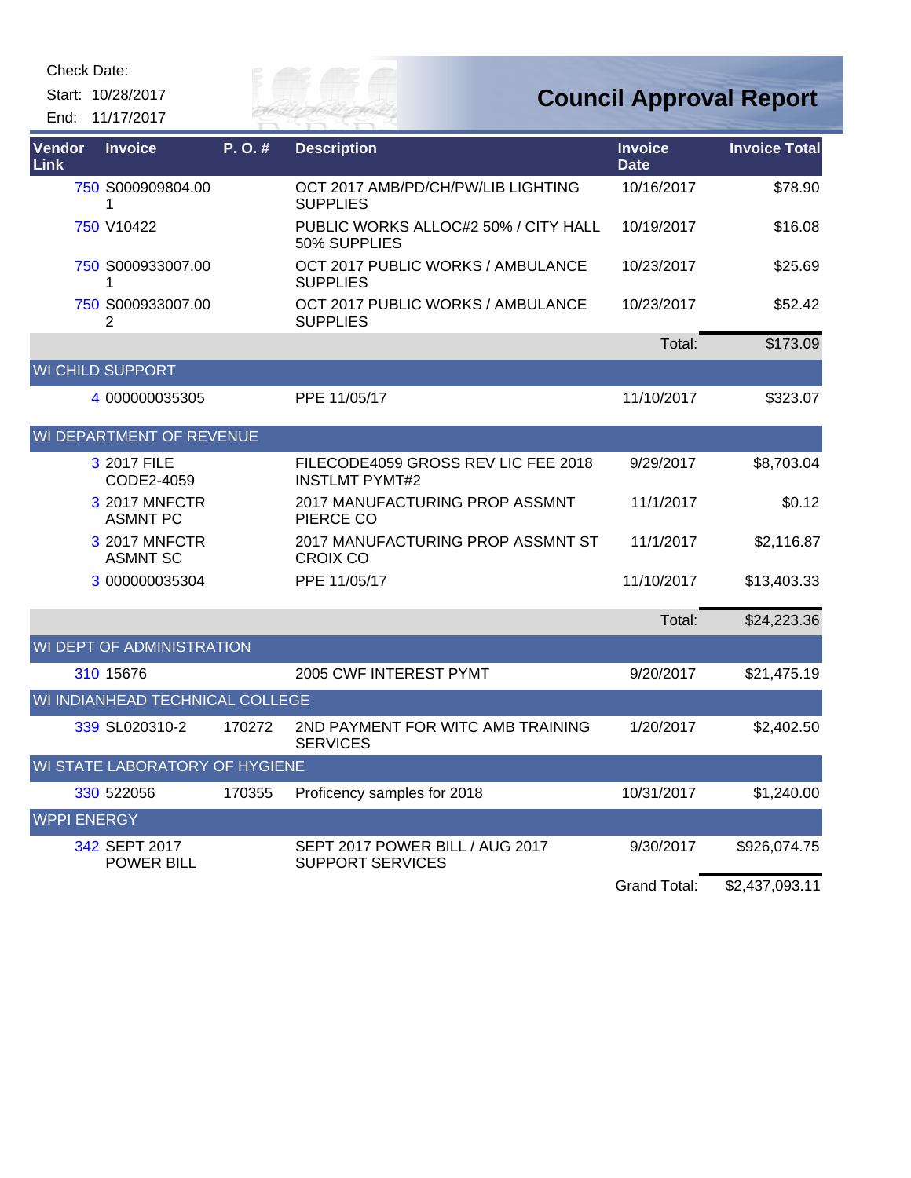Check Date:

Start: 10/28/2017

End: 11/17/2017

# Council Approval Report

| Vendor Link | Invoice | P. O. # | Description | Invoice Date | Invoice Total |
|---|---|---|---|---|---|
| 750 | S000909804.00 1 | | OCT 2017 AMB/PD/CH/PW/LIB LIGHTING SUPPLIES | 10/16/2017 | $78.90 |
| 750 | V10422 | | PUBLIC WORKS ALLOC#2 50% / CITY HALL 50% SUPPLIES | 10/19/2017 | $16.08 |
| 750 | S000933007.00 1 | | OCT 2017 PUBLIC WORKS / AMBULANCE SUPPLIES | 10/23/2017 | $25.69 |
| 750 | S000933007.00 2 | | OCT 2017 PUBLIC WORKS / AMBULANCE SUPPLIES | 10/23/2017 | $52.42 |
| | | | | Total: | $173.09 |
| WI CHILD SUPPORT | | | | | |
| 4 | 000000035305 | | PPE 11/05/17 | 11/10/2017 | $323.07 |
| WI DEPARTMENT OF REVENUE | | | | | |
| 3 | 2017 FILE CODE2-4059 | | FILECODE4059 GROSS REV LIC FEE 2018 INSTLMT PYMT#2 | 9/29/2017 | $8,703.04 |
| 3 | 2017 MNFCTR ASMNT PC | | 2017 MANUFACTURING PROP ASSMNT PIERCE CO | 11/1/2017 | $0.12 |
| 3 | 2017 MNFCTR ASMNT SC | | 2017 MANUFACTURING PROP ASSMNT ST CROIX CO | 11/1/2017 | $2,116.87 |
| 3 | 000000035304 | | PPE 11/05/17 | 11/10/2017 | $13,403.33 |
| | | | | Total: | $24,223.36 |
| WI DEPT OF ADMINISTRATION | | | | | |
| 310 | 15676 | | 2005 CWF INTEREST PYMT | 9/20/2017 | $21,475.19 |
| WI INDIANHEAD TECHNICAL COLLEGE | | | | | |
| 339 | SL020310-2 | 170272 | 2ND PAYMENT FOR WITC AMB TRAINING SERVICES | 1/20/2017 | $2,402.50 |
| WI STATE LABORATORY OF HYGIENE | | | | | |
| 330 | 522056 | 170355 | Proficency samples for 2018 | 10/31/2017 | $1,240.00 |
| WPPI ENERGY | | | | | |
| 342 | SEPT 2017 POWER BILL | | SEPT 2017 POWER BILL / AUG 2017 SUPPORT SERVICES | 9/30/2017 | $926,074.75 |
| | | | | Grand Total: | $2,437,093.11 |